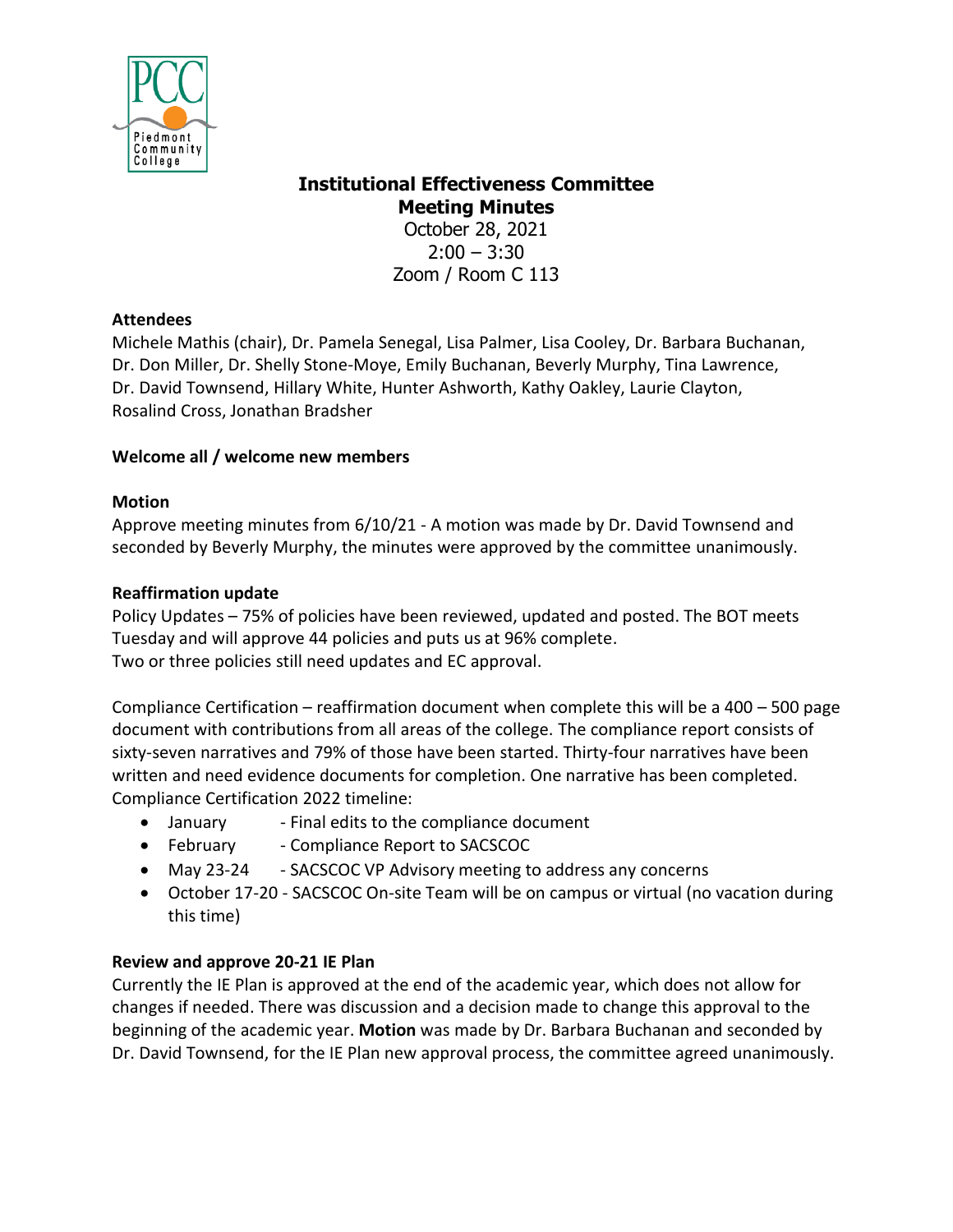# Institutional Effectiveness Committee
## Meeting Minutes

October 28, 2021
2:00 – 3:30
Zoom / Room C 113

**Attendees**

Michele Mathis (chair), Dr. Pamela Senegal, Lisa Palmer, Lisa Cooley, Dr. Barbara Buchanan, Dr. Don Miller, Dr. Shelly Stone-Moye, Emily Buchanan, Beverly Murphy, Tina Lawrence, Dr. David Townsend, Hillary White, Hunter Ashworth, Kathy Oakley, Laurie Clayton, Rosalind Cross, Jonathan Bradsher

**Welcome all / welcome new members**

**Motion**

Approve meeting minutes from 6/10/21 - A motion was made by Dr. David Townsend and seconded by Beverly Murphy, the minutes were approved by the committee unanimously.

**Reaffirmation update**

Policy Updates – 75% of policies have been reviewed, updated and posted. The BOT meets Tuesday and will approve 44 policies and puts us at 96% complete.
Two or three policies still need updates and EC approval.

Compliance Certification – reaffirmation document when complete this will be a 400 – 500 page document with contributions from all areas of the college. The compliance report consists of sixty-seven narratives and 79% of those have been started. Thirty-four narratives have been written and need evidence documents for completion. One narrative has been completed.
Compliance Certification 2022 timeline:

- January - Final edits to the compliance document
- February - Compliance Report to SACSCOC
- May 23-24 - SACSCOC VP Advisory meeting to address any concerns
- October 17-20 - SACSCOC On-site Team will be on campus or virtual (no vacation during this time)

**Review and approve 20-21 IE Plan**

Currently the IE Plan is approved at the end of the academic year, which does not allow for changes if needed. There was discussion and a decision made to change this approval to the beginning of the academic year. **Motion** was made by Dr. Barbara Buchanan and seconded by Dr. David Townsend, for the IE Plan new approval process, the committee agreed unanimously.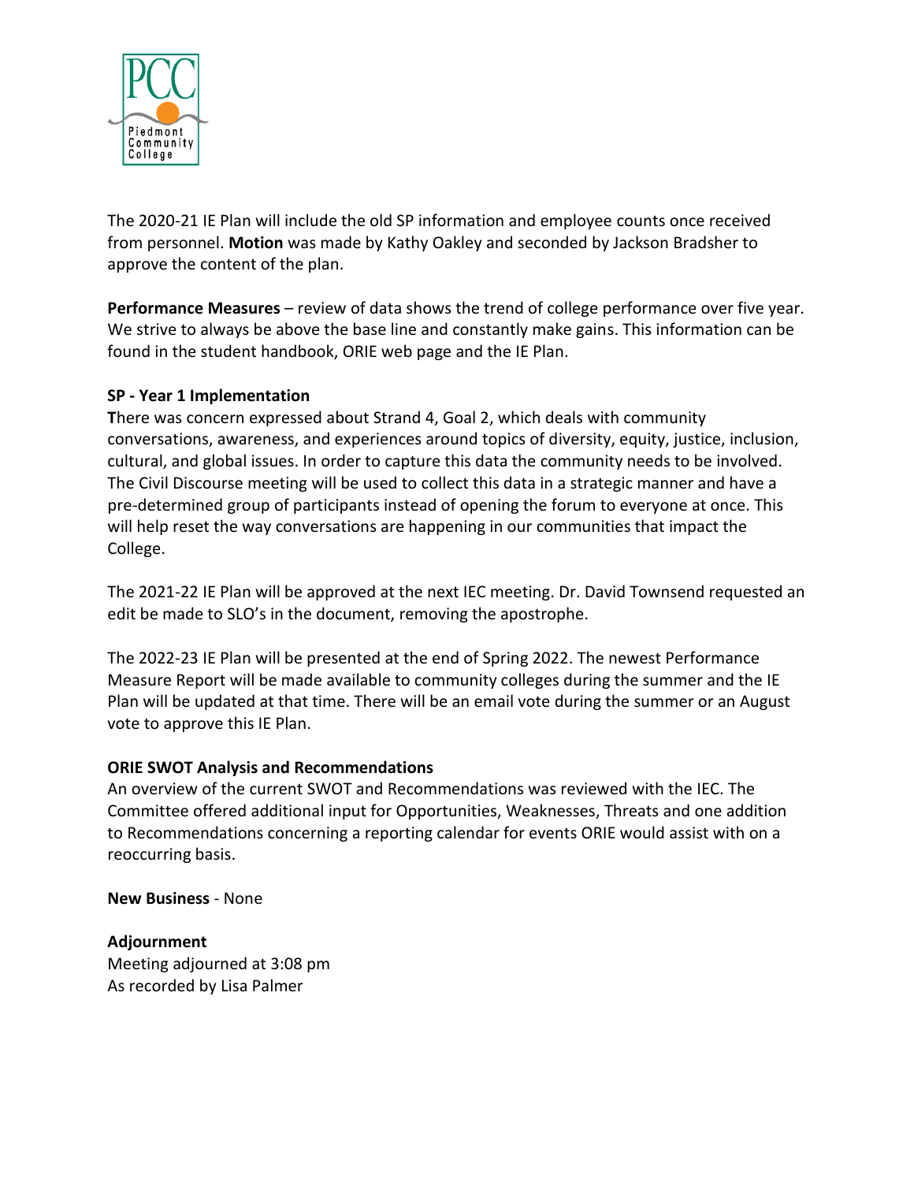The 2020-21 IE Plan will include the old SP information and employee counts once received from personnel. **Motion** was made by Kathy Oakley and seconded by Jackson Bradsher to approve the content of the plan.

**Performance Measures** – review of data shows the trend of college performance over five year. We strive to always be above the base line and constantly make gains. This information can be found in the student handbook, ORIE web page and the IE Plan.

**SP - Year 1 Implementation**

**T**here was concern expressed about Strand 4, Goal 2, which deals with community conversations, awareness, and experiences around topics of diversity, equity, justice, inclusion, cultural, and global issues. In order to capture this data the community needs to be involved. The Civil Discourse meeting will be used to collect this data in a strategic manner and have a pre-determined group of participants instead of opening the forum to everyone at once. This will help reset the way conversations are happening in our communities that impact the College.

The 2021-22 IE Plan will be approved at the next IEC meeting. Dr. David Townsend requested an edit be made to SLO's in the document, removing the apostrophe.

The 2022-23 IE Plan will be presented at the end of Spring 2022. The newest Performance Measure Report will be made available to community colleges during the summer and the IE Plan will be updated at that time. There will be an email vote during the summer or an August vote to approve this IE Plan.

**ORIE SWOT Analysis and Recommendations**

An overview of the current SWOT and Recommendations was reviewed with the IEC. The Committee offered additional input for Opportunities, Weaknesses, Threats and one addition to Recommendations concerning a reporting calendar for events ORIE would assist with on a reoccurring basis.

**New Business** - None

**Adjournment**

Meeting adjourned at 3:08 pm

As recorded by Lisa Palmer